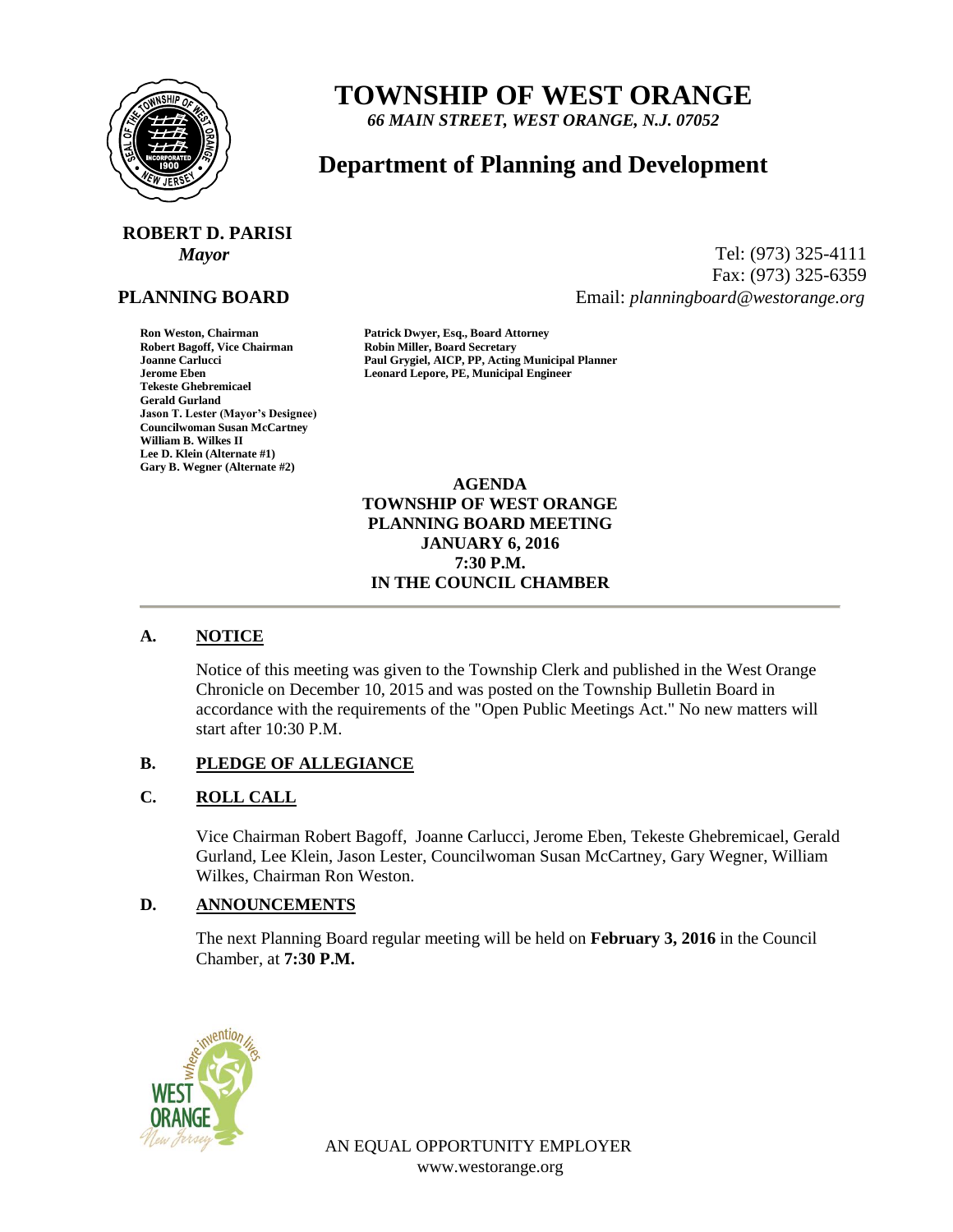# TOWNSHIP OF WEST ORANGE

*66 MAIN STREET, WEST ORANGE, N.J. 07052*

## Department of Planning and Development

**ROBERT D. PARISI**
*Mayor*

Tel: (973) 325-4111
Fax: (973) 325-6359
Email: *planningboard@westorange.org*

**PLANNING BOARD**

**Ron Weston, Chairman**
**Robert Bagoff, Vice Chairman**
**Joanne Carlucci**
**Jerome Eben**
**Tekeste Ghebremicael**
**Gerald Gurland**
**Jason T. Lester (Mayor's Designee)**
**Councilwoman Susan McCartney**
**William B. Wilkes II**
**Lee D. Klein (Alternate #1)**
**Gary B. Wegner (Alternate #2)**

**Patrick Dwyer, Esq., Board Attorney**
**Robin Miller, Board Secretary**
**Paul Grygiel, AICP, PP, Acting Municipal Planner**
**Leonard Lepore, PE, Municipal Engineer**

**AGENDA**
**TOWNSHIP OF WEST ORANGE**
**PLANNING BOARD MEETING**
**JANUARY 6, 2016**
**7:30 P.M.**
**IN THE COUNCIL CHAMBER**

---

**A. NOTICE**

Notice of this meeting was given to the Township Clerk and published in the West Orange Chronicle on December 10, 2015 and was posted on the Township Bulletin Board in accordance with the requirements of the "Open Public Meetings Act." No new matters will start after 10:30 P.M.

**B. PLEDGE OF ALLEGIANCE**

**C. ROLL CALL**

Vice Chairman Robert Bagoff, Joanne Carlucci, Jerome Eben, Tekeste Ghebremicael, Gerald Gurland, Lee Klein, Jason Lester, Councilwoman Susan McCartney, Gary Wegner, William Wilkes, Chairman Ron Weston.

**D. ANNOUNCEMENTS**

The next Planning Board regular meeting will be held on **February 3, 2016** in the Council Chamber, at **7:30 P.M.**

AN EQUAL OPPORTUNITY EMPLOYER
www.westorange.org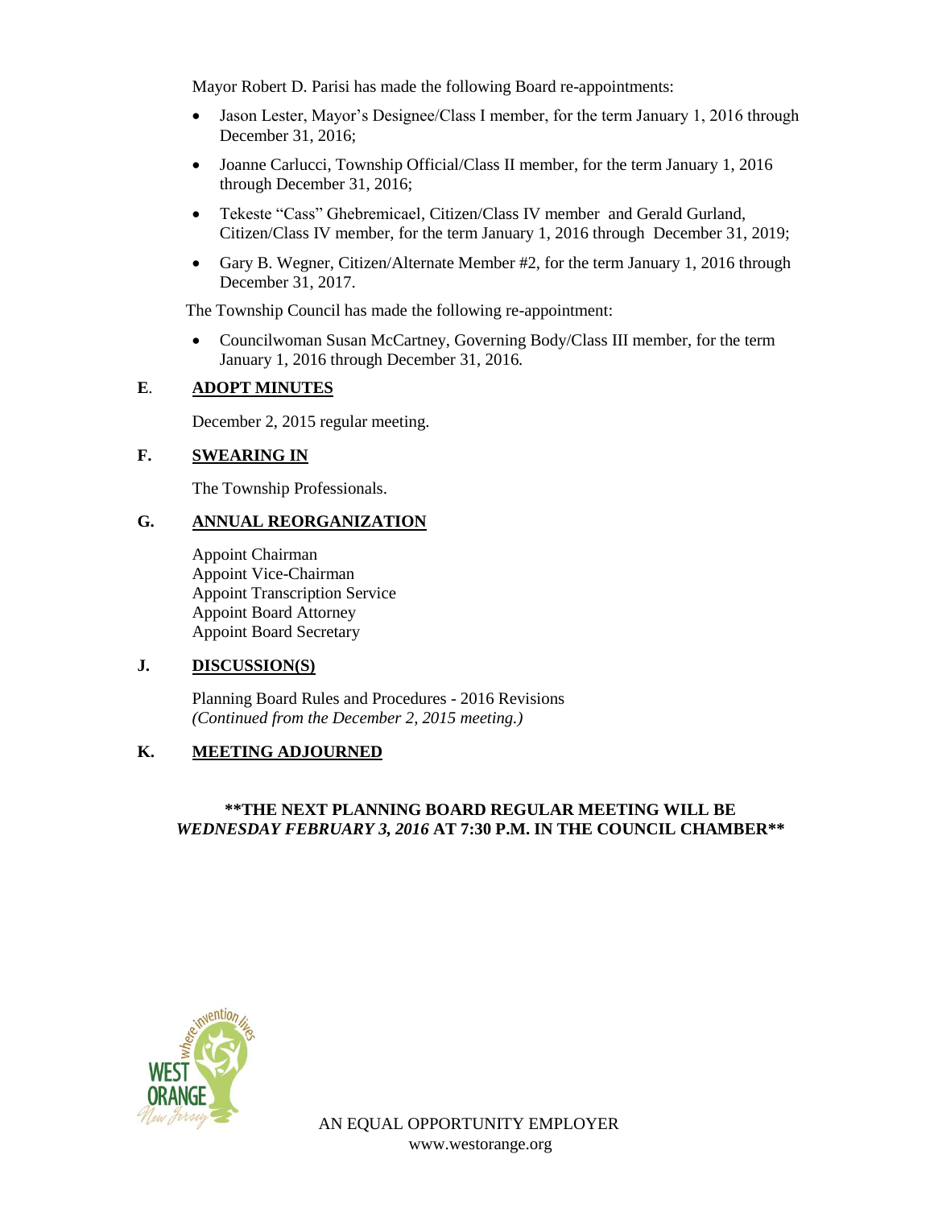Mayor Robert D. Parisi has made the following Board re-appointments:

- Jason Lester, Mayor's Designee/Class I member, for the term January 1, 2016 through December 31, 2016;
- Joanne Carlucci, Township Official/Class II member, for the term January 1, 2016 through December 31, 2016;
- Tekeste "Cass" Ghebremicael, Citizen/Class IV member and Gerald Gurland, Citizen/Class IV member, for the term January 1, 2016 through December 31, 2019;
- Gary B. Wegner, Citizen/Alternate Member #2, for the term January 1, 2016 through December 31, 2017.

The Township Council has made the following re-appointment:

- Councilwoman Susan McCartney, Governing Body/Class III member, for the term January 1, 2016 through December 31, 2016.

**E**. **ADOPT MINUTES**

December 2, 2015 regular meeting.

**F. SWEARING IN**

The Township Professionals.

**G. ANNUAL REORGANIZATION**

Appoint Chairman
Appoint Vice-Chairman
Appoint Transcription Service
Appoint Board Attorney
Appoint Board Secretary

**J. DISCUSSION(S)**

Planning Board Rules and Procedures - 2016 Revisions
*(Continued from the December 2, 2015 meeting.)*

**K. MEETING ADJOURNED**

**\*\*THE NEXT PLANNING BOARD REGULAR MEETING WILL BE *WEDNESDAY FEBRUARY 3, 2016* AT 7:30 P.M. IN THE COUNCIL CHAMBER\*\***

AN EQUAL OPPORTUNITY EMPLOYER
www.westorange.org